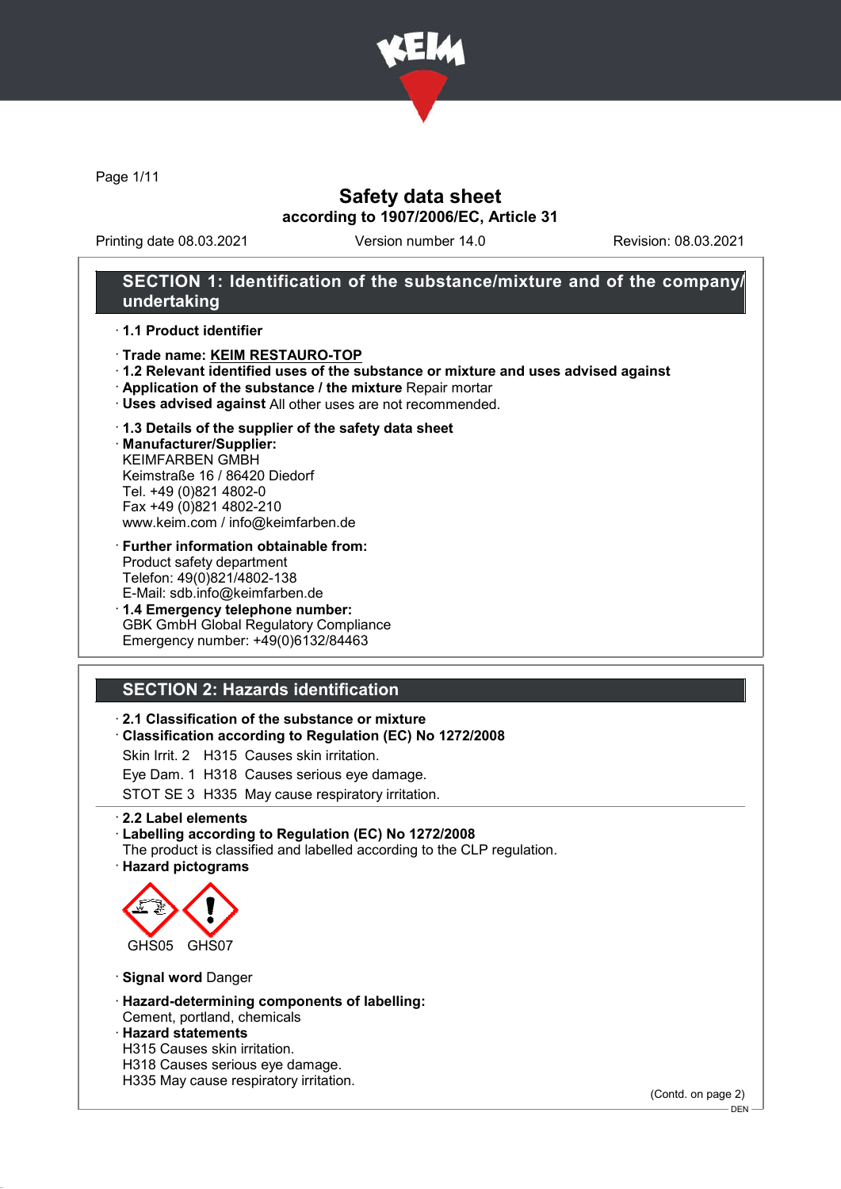# Safety data sheet

**according to 1907/2006/EC, Article 31**

Printing date 08.03.2021 Version number 14.0 Revision: 08.03.2021

## SECTION 1: Identification of the substance/mixture and of the company/undertaking

- **1.1 Product identifier**
- **Trade name: KEIM RESTAURO-TOP**
- **1.2 Relevant identified uses of the substance or mixture and uses advised against**
- **Application of the substance / the mixture** Repair mortar
- **Uses advised against** All other uses are not recommended.
- **1.3 Details of the supplier of the safety data sheet**
- **Manufacturer/Supplier:**
  KEIMFARBEN GMBH
  Keimstraße 16 / 86420 Diedorf
  Tel. +49 (0)821 4802-0
  Fax +49 (0)821 4802-210
  www.keim.com / info@keimfarben.de
- **Further information obtainable from:**
  Product safety department
  Telefon: 49(0)821/4802-138
  E-Mail: sdb.info@keimfarben.de
- **1.4 Emergency telephone number:**
  GBK GmbH Global Regulatory Compliance
  Emergency number: +49(0)6132/84463

## SECTION 2: Hazards identification

- **2.1 Classification of the substance or mixture**
- **Classification according to Regulation (EC) No 1272/2008**

  Skin Irrit. 2 H315 Causes skin irritation.
  Eye Dam. 1 H318 Causes serious eye damage.
  STOT SE 3 H335 May cause respiratory irritation.

- **2.2 Label elements**
- **Labelling according to Regulation (EC) No 1272/2008**
  The product is classified and labelled according to the CLP regulation.
- **Hazard pictograms**

  GHS05 GHS07

- **Signal word** Danger
- **Hazard-determining components of labelling:**
  Cement, portland, chemicals
- **Hazard statements**
  H315 Causes skin irritation.
  H318 Causes serious eye damage.
  H335 May cause respiratory irritation.

(Contd. on page 2)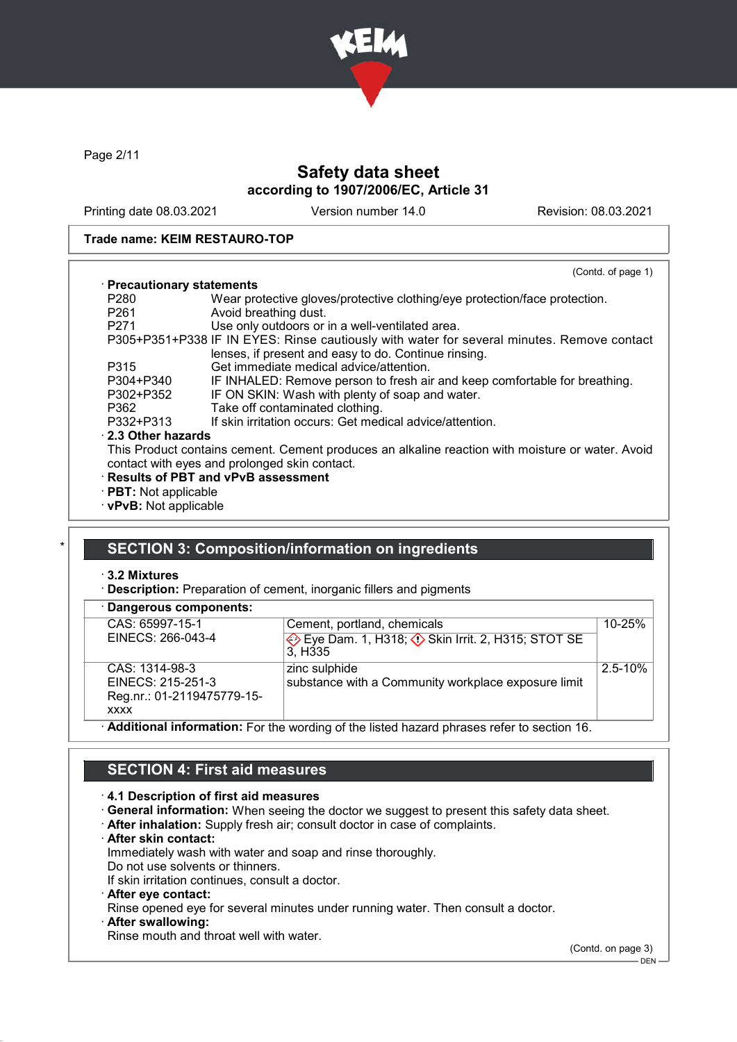Safety data sheet
according to 1907/2006/EC, Article 31

Printing date 08.03.2021 | Version number 14.0 | Revision: 08.03.2021

**Trade name: KEIM RESTAURO-TOP**

(Contd. of page 1)

· **Precautionary statements**

| | |
|---|---|
| P280 | Wear protective gloves/protective clothing/eye protection/face protection. |
| P261 | Avoid breathing dust. |
| P271 | Use only outdoors or in a well-ventilated area. |
| P305+P351+P338 | IF IN EYES: Rinse cautiously with water for several minutes. Remove contact lenses, if present and easy to do. Continue rinsing. |
| P315 | Get immediate medical advice/attention. |
| P304+P340 | IF INHALED: Remove person to fresh air and keep comfortable for breathing. |
| P302+P352 | IF ON SKIN: Wash with plenty of soap and water. |
| P362 | Take off contaminated clothing. |
| P332+P313 | If skin irritation occurs: Get medical advice/attention. |

· **2.3 Other hazards**

This Product contains cement. Cement produces an alkaline reaction with moisture or water. Avoid contact with eyes and prolonged skin contact.

· **Results of PBT and vPvB assessment**
· **PBT:** Not applicable
· **vPvB:** Not applicable

## SECTION 3: Composition/information on ingredients

· **3.2 Mixtures**
· **Description:** Preparation of cement, inorganic fillers and pigments

· **Dangerous components:**

| | | |
|---|---|---|
| CAS: 65997-15-1<br>EINECS: 266-043-4 | Cement, portland, chemicals<br>Eye Dam. 1, H318; Skin Irrit. 2, H315; STOT SE 3, H335 | 10-25% |
| CAS: 1314-98-3<br>EINECS: 215-251-3<br>Reg.nr.: 01-2119475779-15-xxxx | zinc sulphide<br>substance with a Community workplace exposure limit | 2.5-10% |

· **Additional information:** For the wording of the listed hazard phrases refer to section 16.

## SECTION 4: First aid measures

· **4.1 Description of first aid measures**
· **General information:** When seeing the doctor we suggest to present this safety data sheet.
· **After inhalation:** Supply fresh air; consult doctor in case of complaints.
· **After skin contact:**
Immediately wash with water and soap and rinse thoroughly.
Do not use solvents or thinners.
If skin irritation continues, consult a doctor.
· **After eye contact:**
Rinse opened eye for several minutes under running water. Then consult a doctor.
· **After swallowing:**
Rinse mouth and throat well with water.

(Contd. on page 3)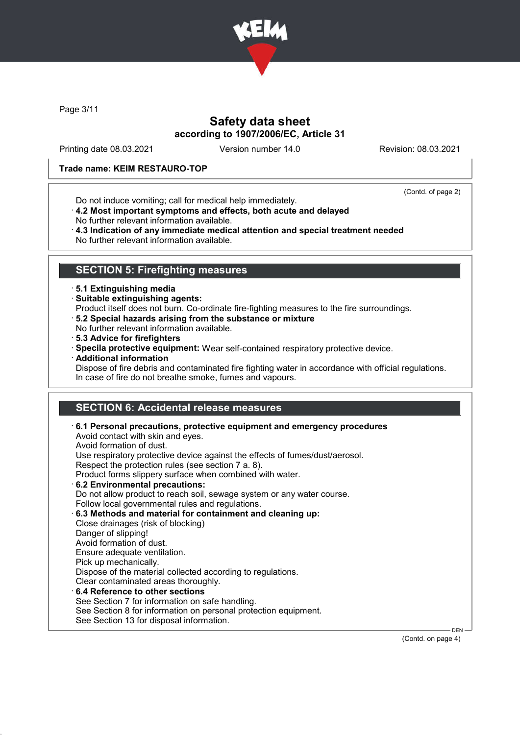**Trade name: KEIM RESTAURO-TOP**

(Contd. of page 2)

Do not induce vomiting; call for medical help immediately.

· **4.2 Most important symptoms and effects, both acute and delayed**
No further relevant information available.

· **4.3 Indication of any immediate medical attention and special treatment needed**
No further relevant information available.

## SECTION 5: Firefighting measures

· **5.1 Extinguishing media**

· **Suitable extinguishing agents:**
Product itself does not burn. Co-ordinate fire-fighting measures to the fire surroundings.

· **5.2 Special hazards arising from the substance or mixture**
No further relevant information available.

· **5.3 Advice for firefighters**

· **Specila protective equipment:** Wear self-contained respiratory protective device.

· **Additional information**
Dispose of fire debris and contaminated fire fighting water in accordance with official regulations.
In case of fire do not breathe smoke, fumes and vapours.

## SECTION 6: Accidental release measures

· **6.1 Personal precautions, protective equipment and emergency procedures**
Avoid contact with skin and eyes.
Avoid formation of dust.
Use respiratory protective device against the effects of fumes/dust/aerosol.
Respect the protection rules (see section 7 a. 8).
Product forms slippery surface when combined with water.

· **6.2 Environmental precautions:**
Do not allow product to reach soil, sewage system or any water course.
Follow local governmental rules and regulations.

· **6.3 Methods and material for containment and cleaning up:**
Close drainages (risk of blocking)
Danger of slipping!
Avoid formation of dust.
Ensure adequate ventilation.
Pick up mechanically.
Dispose of the material collected according to regulations.
Clear contaminated areas thoroughly.

· **6.4 Reference to other sections**
See Section 7 for information on safe handling.
See Section 8 for information on personal protection equipment.
See Section 13 for disposal information.

(Contd. on page 4)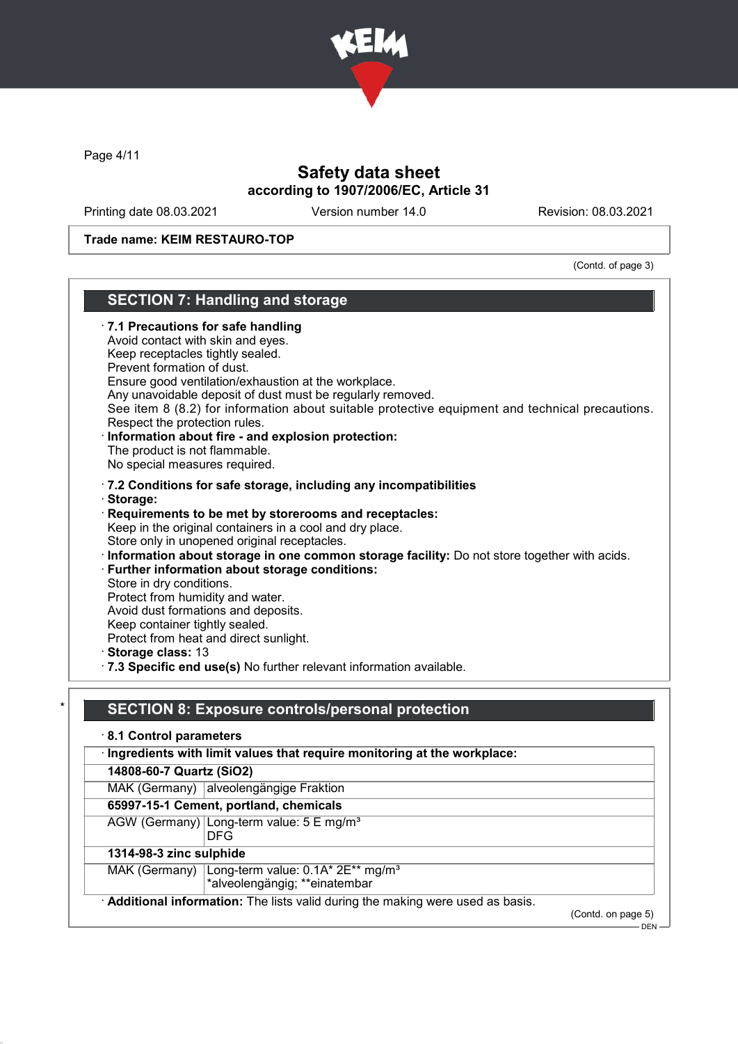**Trade name: KEIM RESTAURO-TOP**

(Contd. of page 3)

## SECTION 7: Handling and storage

· **7.1 Precautions for safe handling**
Avoid contact with skin and eyes.
Keep receptacles tightly sealed.
Prevent formation of dust.
Ensure good ventilation/exhaustion at the workplace.
Any unavoidable deposit of dust must be regularly removed.
See item 8 (8.2) for information about suitable protective equipment and technical precautions.
Respect the protection rules.

· **Information about fire - and explosion protection:**
The product is not flammable.
No special measures required.

· **7.2 Conditions for safe storage, including any incompatibilities**

· **Storage:**

· **Requirements to be met by storerooms and receptacles:**
Keep in the original containers in a cool and dry place.
Store only in unopened original receptacles.

· **Information about storage in one common storage facility:** Do not store together with acids.

· **Further information about storage conditions:**
Store in dry conditions.
Protect from humidity and water.
Avoid dust formations and deposits.
Keep container tightly sealed.
Protect from heat and direct sunlight.

· **Storage class:** 13

· **7.3 Specific end use(s)** No further relevant information available.

## * SECTION 8: Exposure controls/personal protection

· **8.1 Control parameters**

| · **Ingredients with limit values that require monitoring at the workplace:** | |
|---|---|
| **14808-60-7 Quartz (SiO2)** | |
| MAK (Germany) | alveolengängige Fraktion |
| **65997-15-1 Cement, portland, chemicals** | |
| AGW (Germany) | Long-term value: 5 E mg/m³<br>DFG |
| **1314-98-3 zinc sulphide** | |
| MAK (Germany) | Long-term value: 0.1A* 2E** mg/m³<br>*alveolengängig; **einatembar |

· **Additional information:** The lists valid during the making were used as basis.

(Contd. on page 5)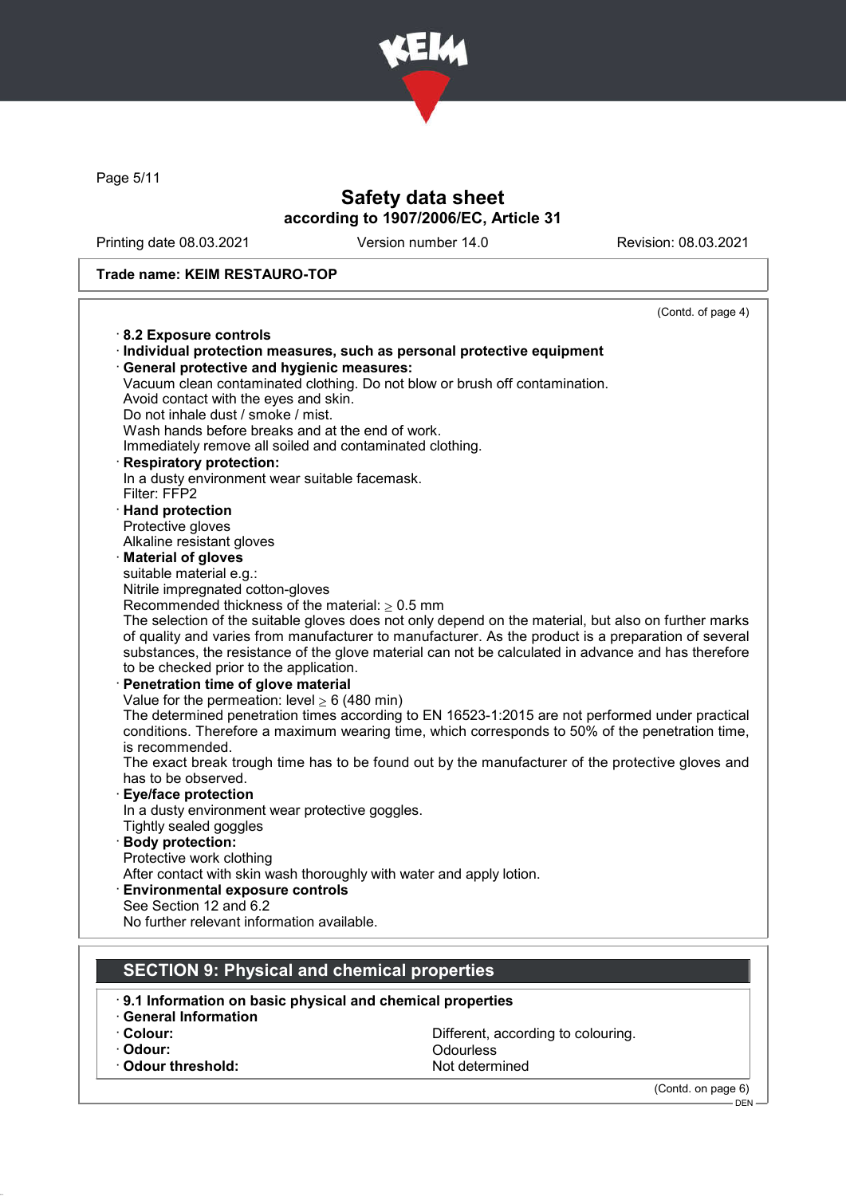# Safety data sheet

**according to 1907/2006/EC, Article 31**

Printing date 08.03.2021 Version number 14.0 Revision: 08.03.2021

**Trade name: KEIM RESTAURO-TOP**

(Contd. of page 4)

- **8.2 Exposure controls**
- **Individual protection measures, such as personal protective equipment**
- **General protective and hygienic measures:**
  Vacuum clean contaminated clothing. Do not blow or brush off contamination.
  Avoid contact with the eyes and skin.
  Do not inhale dust / smoke / mist.
  Wash hands before breaks and at the end of work.
  Immediately remove all soiled and contaminated clothing.
- **Respiratory protection:**
  In a dusty environment wear suitable facemask.
  Filter: FFP2
- **Hand protection**
  Protective gloves
  Alkaline resistant gloves
- **Material of gloves**
  suitable material e.g.:
  Nitrile impregnated cotton-gloves
  Recommended thickness of the material: $\geq$ 0.5 mm
  The selection of the suitable gloves does not only depend on the material, but also on further marks of quality and varies from manufacturer to manufacturer. As the product is a preparation of several substances, the resistance of the glove material can not be calculated in advance and has therefore to be checked prior to the application.
- **Penetration time of glove material**
  Value for the permeation: level $\geq$ 6 (480 min)
  The determined penetration times according to EN 16523-1:2015 are not performed under practical conditions. Therefore a maximum wearing time, which corresponds to 50% of the penetration time, is recommended.
  The exact break trough time has to be found out by the manufacturer of the protective gloves and has to be observed.
- **Eye/face protection**
  In a dusty environment wear protective goggles.
  Tightly sealed goggles
- **Body protection:**
  Protective work clothing
  After contact with skin wash thoroughly with water and apply lotion.
- **Environmental exposure controls**
  See Section 12 and 6.2
  No further relevant information available.

## SECTION 9: Physical and chemical properties

- **9.1 Information on basic physical and chemical properties**
- **General Information**

| | |
|---|---|
| **Colour:** | Different, according to colouring. |
| **Odour:** | Odourless |
| **Odour threshold:** | Not determined |

(Contd. on page 6)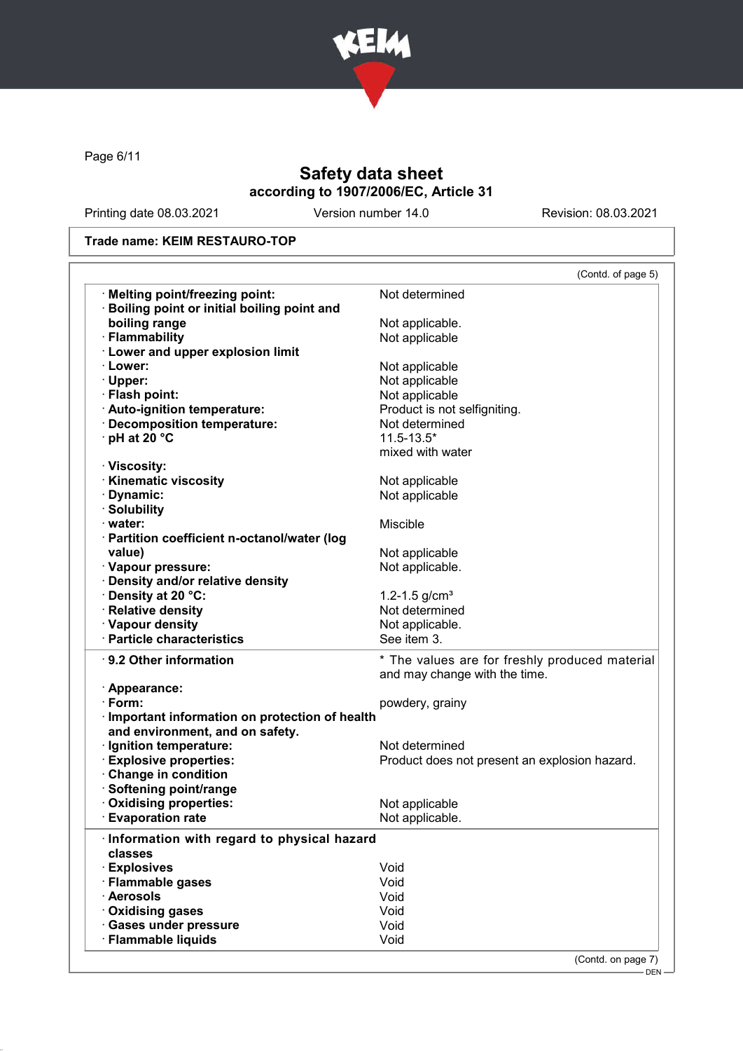# Safety data sheet

**according to 1907/2006/EC, Article 31**

Printing date 08.03.2021 | Version number 14.0 | Revision: 08.03.2021

**Trade name: KEIM RESTAURO-TOP**

(Contd. of page 5)

| | |
|---|---|
| · **Melting point/freezing point:** | Not determined |
| · **Boiling point or initial boiling point and boiling range** | Not applicable. |
| · **Flammability** | Not applicable |
| · **Lower and upper explosion limit** | |
| · **Lower:** | Not applicable |
| · **Upper:** | Not applicable |
| · **Flash point:** | Not applicable |
| · **Auto-ignition temperature:** | Product is not selfigniting. |
| · **Decomposition temperature:** | Not determined |
| · **pH at 20 °C** | 11.5-13.5* mixed with water |
| · **Viscosity:** | |
| · **Kinematic viscosity** | Not applicable |
| · **Dynamic:** | Not applicable |
| · **Solubility** | |
| · **water:** | Miscible |
| · **Partition coefficient n-octanol/water (log value)** | Not applicable |
| · **Vapour pressure:** | Not applicable. |
| · **Density and/or relative density** | |
| · **Density at 20 °C:** | 1.2-1.5 g/cm³ |
| · **Relative density** | Not determined |
| · **Vapour density** | Not applicable. |
| · **Particle characteristics** | See item 3. |

| | |
|---|---|
| · **9.2 Other information** | * The values are for freshly produced material and may change with the time. |
| · **Appearance:** | |
| · **Form:** | powdery, grainy |
| · **Important information on protection of health and environment, and on safety.** | |
| · **Ignition temperature:** | Not determined |
| · **Explosive properties:** | Product does not present an explosion hazard. |
| · **Change in condition** | |
| · **Softening point/range** | |
| · **Oxidising properties:** | Not applicable |
| · **Evaporation rate** | Not applicable. |

| | |
|---|---|
| · **Information with regard to physical hazard classes** | |
| · **Explosives** | Void |
| · **Flammable gases** | Void |
| · **Aerosols** | Void |
| · **Oxidising gases** | Void |
| · **Gases under pressure** | Void |
| · **Flammable liquids** | Void |

(Contd. on page 7)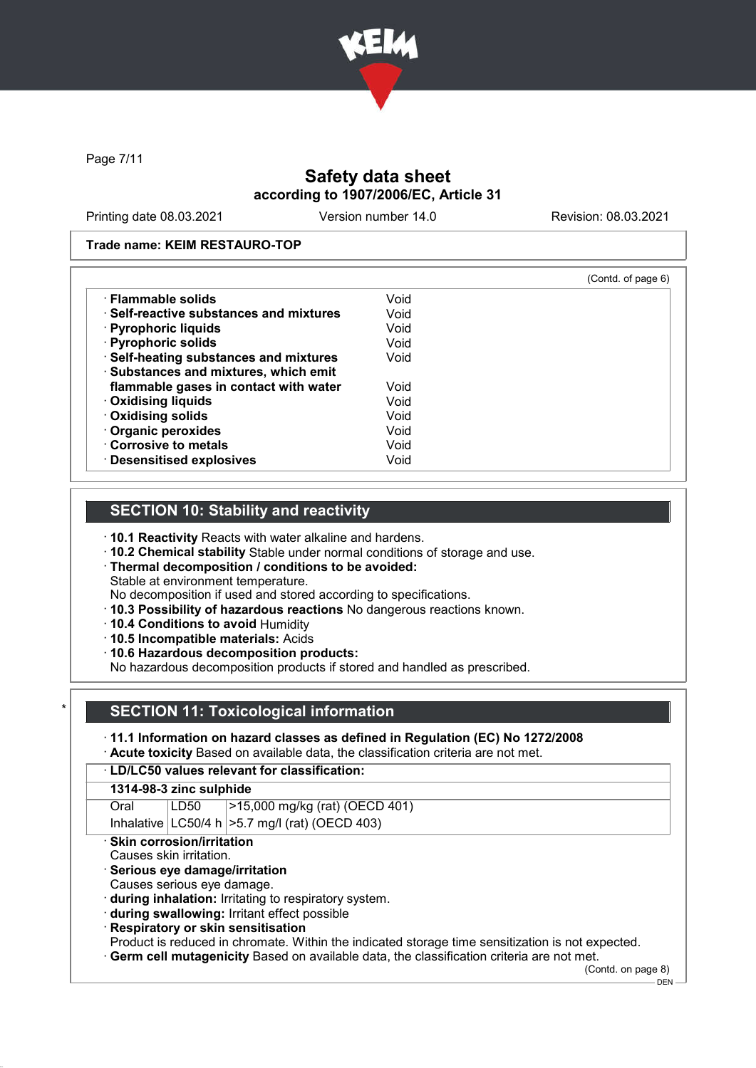Trade name: KEIM RESTAURO-TOP

(Contd. of page 6)

| | |
|---|---|
| · **Flammable solids** | Void |
| · **Self-reactive substances and mixtures** | Void |
| · **Pyrophoric liquids** | Void |
| · **Pyrophoric solids** | Void |
| · **Self-heating substances and mixtures** | Void |
| · **Substances and mixtures, which emit flammable gases in contact with water** | Void |
| · **Oxidising liquids** | Void |
| · **Oxidising solids** | Void |
| · **Organic peroxides** | Void |
| · **Corrosive to metals** | Void |
| · **Desensitised explosives** | Void |

## SECTION 10: Stability and reactivity

· **10.1 Reactivity** Reacts with water alkaline and hardens.
· **10.2 Chemical stability** Stable under normal conditions of storage and use.
· **Thermal decomposition / conditions to be avoided:**
Stable at environment temperature.
No decomposition if used and stored according to specifications.
· **10.3 Possibility of hazardous reactions** No dangerous reactions known.
· **10.4 Conditions to avoid** Humidity
· **10.5 Incompatible materials:** Acids
· **10.6 Hazardous decomposition products:**
No hazardous decomposition products if stored and handled as prescribed.

## SECTION 11: Toxicological information

· **11.1 Information on hazard classes as defined in Regulation (EC) No 1272/2008**
· **Acute toxicity** Based on available data, the classification criteria are not met.

· **LD/LC50 values relevant for classification:**

| **1314-98-3 zinc sulphide** | | |
|---|---|---|
| Oral | LD50 | >15,000 mg/kg (rat) (OECD 401) |
| Inhalative | LC50/4 h | >5.7 mg/l (rat) (OECD 403) |

· **Skin corrosion/irritation**
Causes skin irritation.
· **Serious eye damage/irritation**
Causes serious eye damage.
· **during inhalation:** Irritating to respiratory system.
· **during swallowing:** Irritant effect possible
· **Respiratory or skin sensitisation**
Product is reduced in chromate. Within the indicated storage time sensitization is not expected.
· **Germ cell mutagenicity** Based on available data, the classification criteria are not met.

(Contd. on page 8)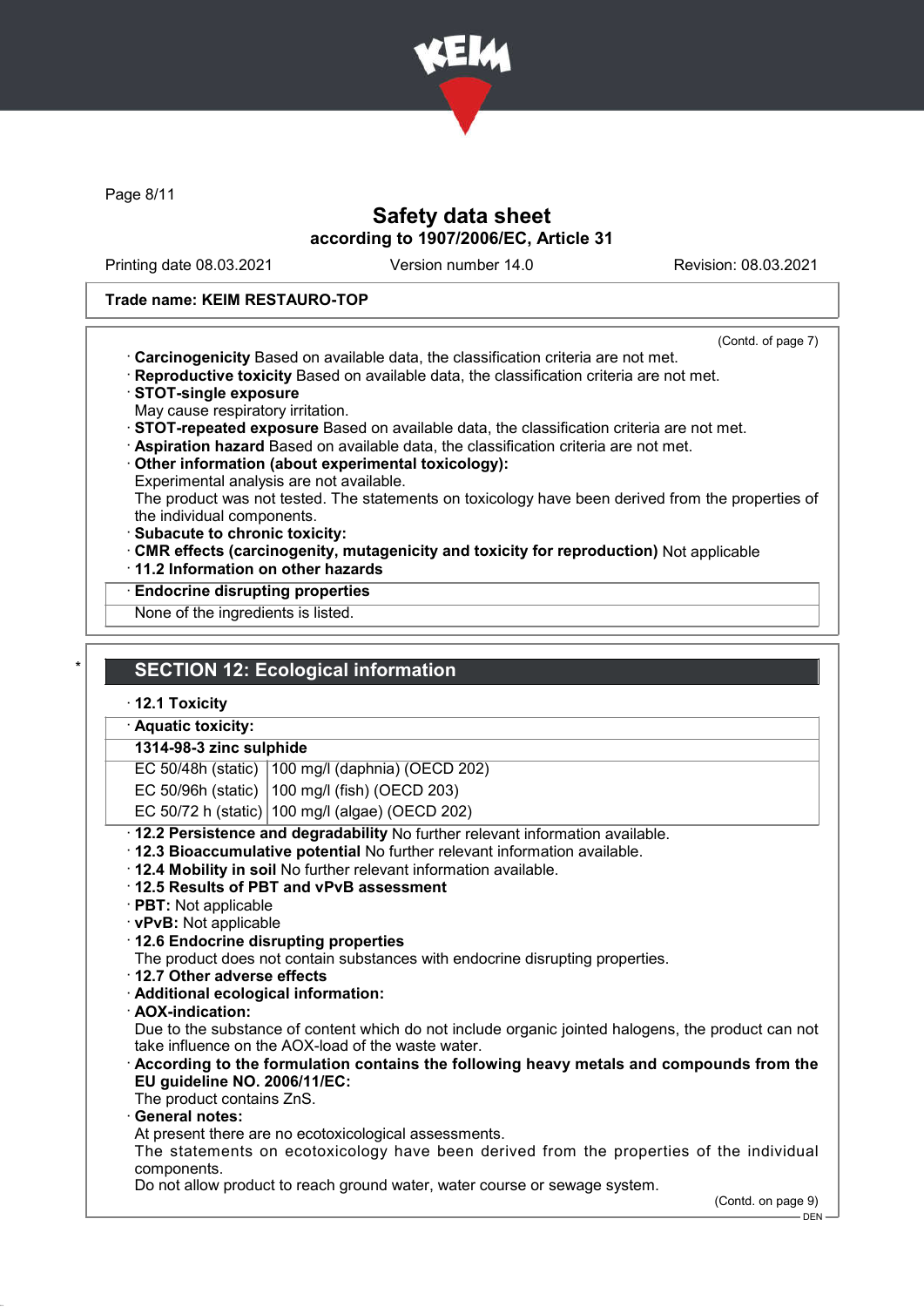Trade name: KEIM RESTAURO-TOP

(Contd. of page 7)

· **Carcinogenicity** Based on available data, the classification criteria are not met.
· **Reproductive toxicity** Based on available data, the classification criteria are not met.
· **STOT-single exposure**
May cause respiratory irritation.
· **STOT-repeated exposure** Based on available data, the classification criteria are not met.
· **Aspiration hazard** Based on available data, the classification criteria are not met.
· **Other information (about experimental toxicology):**
Experimental analysis are not available.
The product was not tested. The statements on toxicology have been derived from the properties of the individual components.
· **Subacute to chronic toxicity:**
· **CMR effects (carcinogenity, mutagenicity and toxicity for reproduction)** Not applicable
· **11.2 Information on other hazards**
· **Endocrine disrupting properties**
None of the ingredients is listed.

## SECTION 12: Ecological information

· **12.1 Toxicity**
· **Aquatic toxicity:**

| **1314-98-3 zinc sulphide** | |
|---|---|
| EC 50/48h (static) | 100 mg/l (daphnia) (OECD 202) |
| EC 50/96h (static) | 100 mg/l (fish) (OECD 203) |
| EC 50/72 h (static) | 100 mg/l (algae) (OECD 202) |

· **12.2 Persistence and degradability** No further relevant information available.
· **12.3 Bioaccumulative potential** No further relevant information available.
· **12.4 Mobility in soil** No further relevant information available.
· **12.5 Results of PBT and vPvB assessment**
· **PBT:** Not applicable
· **vPvB:** Not applicable
· **12.6 Endocrine disrupting properties**
The product does not contain substances with endocrine disrupting properties.
· **12.7 Other adverse effects**
· **Additional ecological information:**
· **AOX-indication:**
Due to the substance of content which do not include organic jointed halogens, the product can not take influence on the AOX-load of the waste water.
· **According to the formulation contains the following heavy metals and compounds from the EU guideline NO. 2006/11/EC:**
The product contains ZnS.
· **General notes:**
At present there are no ecotoxicological assessments.
The statements on ecotoxicology have been derived from the properties of the individual components.
Do not allow product to reach ground water, water course or sewage system.

(Contd. on page 9)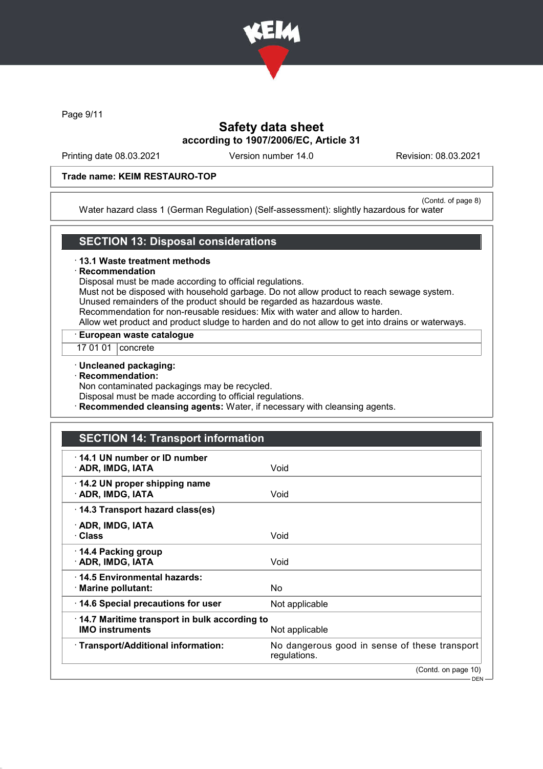**Trade name: KEIM RESTAURO-TOP**

(Contd. of page 8)

Water hazard class 1 (German Regulation) (Self-assessment): slightly hazardous for water

## SECTION 13: Disposal considerations

· **13.1 Waste treatment methods**
· **Recommendation**
Disposal must be made according to official regulations.
Must not be disposed with household garbage. Do not allow product to reach sewage system.
Unused remainders of the product should be regarded as hazardous waste.
Recommendation for non-reusable residues: Mix with water and allow to harden.
Allow wet product and product sludge to harden and do not allow to get into drains or waterways.

| · **European waste catalogue** | |
|---|---|
| 17 01 01 | concrete |

· **Uncleaned packaging:**
· **Recommendation:**
Non contaminated packagings may be recycled.
Disposal must be made according to official regulations.
· **Recommended cleansing agents:** Water, if necessary with cleansing agents.

## SECTION 14: Transport information

| | |
|---|---|
| · **14.1 UN number or ID number** · **ADR, IMDG, IATA** | Void |
| · **14.2 UN proper shipping name** · **ADR, IMDG, IATA** | Void |
| · **14.3 Transport hazard class(es)** · **ADR, IMDG, IATA** · **Class** | Void |
| · **14.4 Packing group** · **ADR, IMDG, IATA** | Void |
| · **14.5 Environmental hazards:** · **Marine pollutant:** | No |
| · **14.6 Special precautions for user** | Not applicable |
| · **14.7 Maritime transport in bulk according to IMO instruments** | Not applicable |
| · **Transport/Additional information:** | No dangerous good in sense of these transport regulations. |

(Contd. on page 10)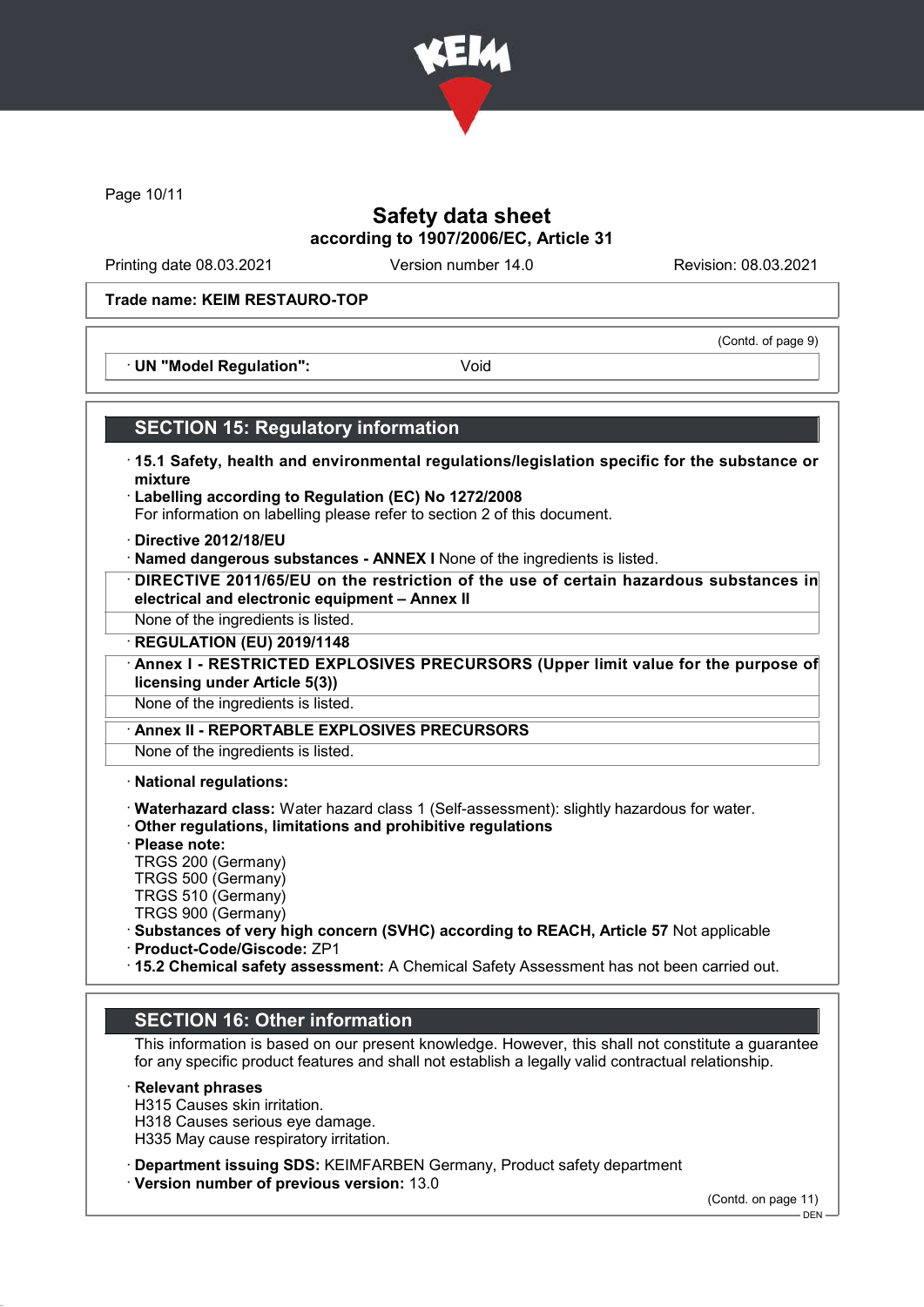Trade name: KEIM RESTAURO-TOP

(Contd. of page 9)

· UN "Model Regulation": Void

## SECTION 15: Regulatory information

· **15.1 Safety, health and environmental regulations/legislation specific for the substance or mixture**
· **Labelling according to Regulation (EC) No 1272/2008**
For information on labelling please refer to section 2 of this document.

· **Directive 2012/18/EU**
· **Named dangerous substances - ANNEX I** None of the ingredients is listed.
· **DIRECTIVE 2011/65/EU on the restriction of the use of certain hazardous substances in electrical and electronic equipment – Annex II**
None of the ingredients is listed.
· **REGULATION (EU) 2019/1148**
· **Annex I - RESTRICTED EXPLOSIVES PRECURSORS (Upper limit value for the purpose of licensing under Article 5(3))**
None of the ingredients is listed.
· **Annex II - REPORTABLE EXPLOSIVES PRECURSORS**
None of the ingredients is listed.

· **National regulations:**

· **Waterhazard class:** Water hazard class 1 (Self-assessment): slightly hazardous for water.
· **Other regulations, limitations and prohibitive regulations**
· **Please note:**
TRGS 200 (Germany)
TRGS 500 (Germany)
TRGS 510 (Germany)
TRGS 900 (Germany)
· **Substances of very high concern (SVHC) according to REACH, Article 57** Not applicable
· **Product-Code/Giscode:** ZP1
· **15.2 Chemical safety assessment:** A Chemical Safety Assessment has not been carried out.

## SECTION 16: Other information

This information is based on our present knowledge. However, this shall not constitute a guarantee for any specific product features and shall not establish a legally valid contractual relationship.

· **Relevant phrases**
H315 Causes skin irritation.
H318 Causes serious eye damage.
H335 May cause respiratory irritation.

· **Department issuing SDS:** KEIMFARBEN Germany, Product safety department
· **Version number of previous version:** 13.0

(Contd. on page 11)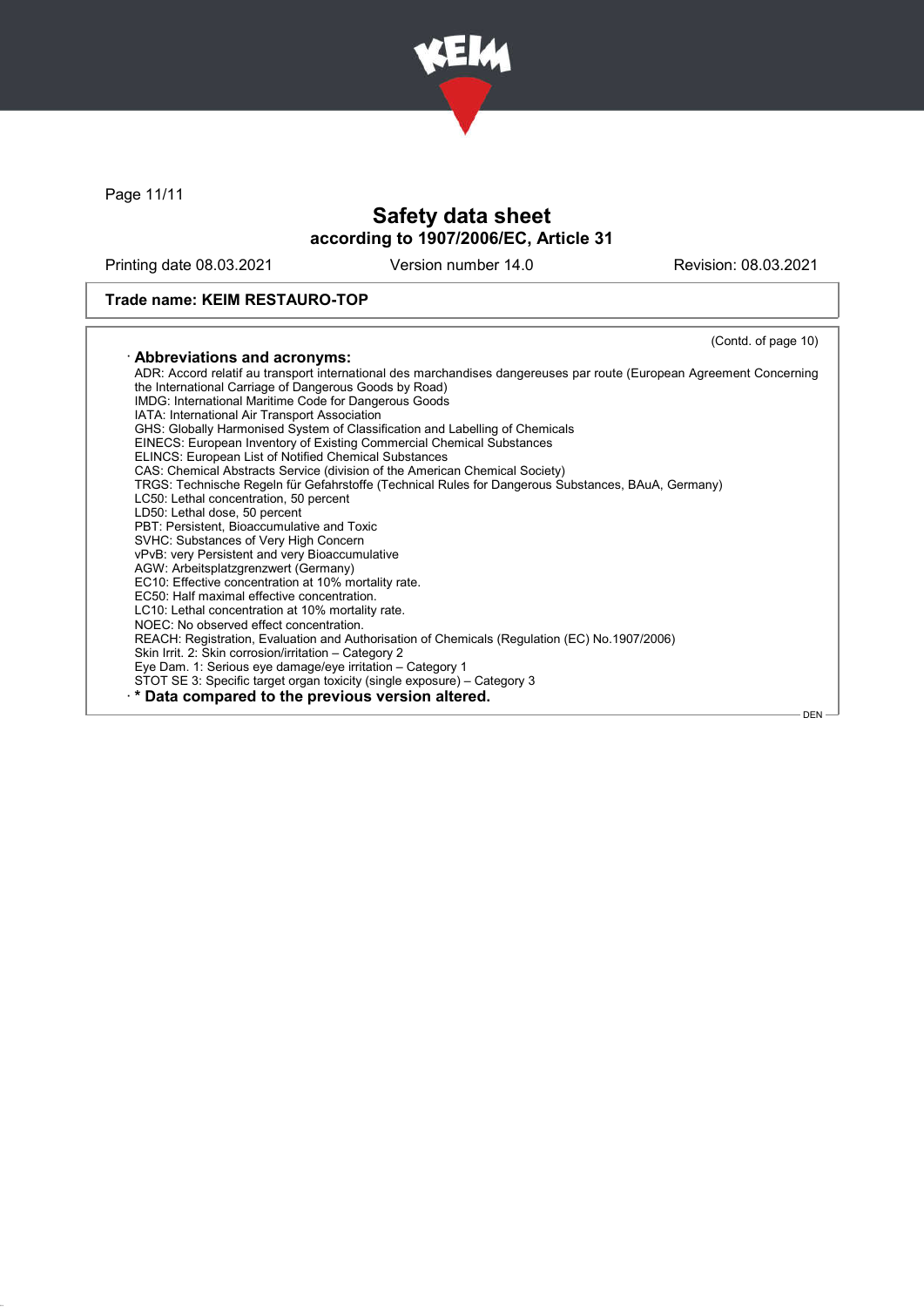# Safety data sheet
## according to 1907/2006/EC, Article 31

Printing date 08.03.2021 Version number 14.0 Revision: 08.03.2021

**Trade name: KEIM RESTAURO-TOP**

(Contd. of page 10)

· **Abbreviations and acronyms:**
ADR: Accord relatif au transport international des marchandises dangereuses par route (European Agreement Concerning the International Carriage of Dangerous Goods by Road)
IMDG: International Maritime Code for Dangerous Goods
IATA: International Air Transport Association
GHS: Globally Harmonised System of Classification and Labelling of Chemicals
EINECS: European Inventory of Existing Commercial Chemical Substances
ELINCS: European List of Notified Chemical Substances
CAS: Chemical Abstracts Service (division of the American Chemical Society)
TRGS: Technische Regeln für Gefahrstoffe (Technical Rules for Dangerous Substances, BAuA, Germany)
LC50: Lethal concentration, 50 percent
LD50: Lethal dose, 50 percent
PBT: Persistent, Bioaccumulative and Toxic
SVHC: Substances of Very High Concern
vPvB: very Persistent and very Bioaccumulative
AGW: Arbeitsplatzgrenzwert (Germany)
EC10: Effective concentration at 10% mortality rate.
EC50: Half maximal effective concentration.
LC10: Lethal concentration at 10% mortality rate.
NOEC: No observed effect concentration.
REACH: Registration, Evaluation and Authorisation of Chemicals (Regulation (EC) No.1907/2006)
Skin Irrit. 2: Skin corrosion/irritation – Category 2
Eye Dam. 1: Serious eye damage/eye irritation – Category 1
STOT SE 3: Specific target organ toxicity (single exposure) – Category 3

· **\* Data compared to the previous version altered.**

DEN